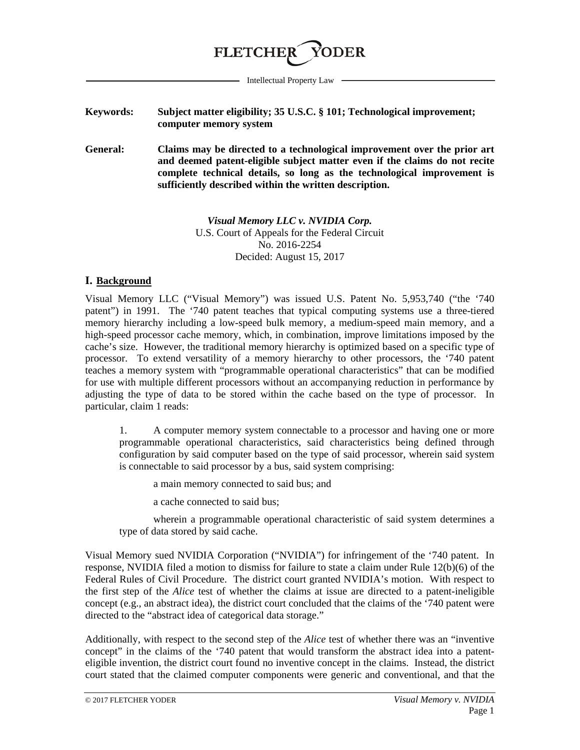FLETCHER YODER

Intellectual Property Law

**Keywords:** **Subject matter eligibility; 35 U.S.C. § 101; Technological improvement; computer memory system**

**General:** **Claims may be directed to a technological improvement over the prior art and deemed patent-eligible subject matter even if the claims do not recite complete technical details, so long as the technological improvement is sufficiently described within the written description.**

***Visual Memory LLC v. NVIDIA Corp.***
U.S. Court of Appeals for the Federal Circuit
No. 2016-2254
Decided: August 15, 2017

## I. Background

Visual Memory LLC ("Visual Memory") was issued U.S. Patent No. 5,953,740 ("the '740 patent") in 1991. The '740 patent teaches that typical computing systems use a three-tiered memory hierarchy including a low-speed bulk memory, a medium-speed main memory, and a high-speed processor cache memory, which, in combination, improve limitations imposed by the cache's size. However, the traditional memory hierarchy is optimized based on a specific type of processor. To extend versatility of a memory hierarchy to other processors, the '740 patent teaches a memory system with "programmable operational characteristics" that can be modified for use with multiple different processors without an accompanying reduction in performance by adjusting the type of data to be stored within the cache based on the type of processor. In particular, claim 1 reads:

> 1. A computer memory system connectable to a processor and having one or more programmable operational characteristics, said characteristics being defined through configuration by said computer based on the type of said processor, wherein said system is connectable to said processor by a bus, said system comprising:
>
> a main memory connected to said bus; and
>
> a cache connected to said bus;
>
> wherein a programmable operational characteristic of said system determines a type of data stored by said cache.

Visual Memory sued NVIDIA Corporation ("NVIDIA") for infringement of the '740 patent. In response, NVIDIA filed a motion to dismiss for failure to state a claim under Rule 12(b)(6) of the Federal Rules of Civil Procedure. The district court granted NVIDIA's motion. With respect to the first step of the *Alice* test of whether the claims at issue are directed to a patent-ineligible concept (e.g., an abstract idea), the district court concluded that the claims of the '740 patent were directed to the "abstract idea of categorical data storage."

Additionally, with respect to the second step of the *Alice* test of whether there was an "inventive concept" in the claims of the '740 patent that would transform the abstract idea into a patent-eligible invention, the district court found no inventive concept in the claims. Instead, the district court stated that the claimed computer components were generic and conventional, and that the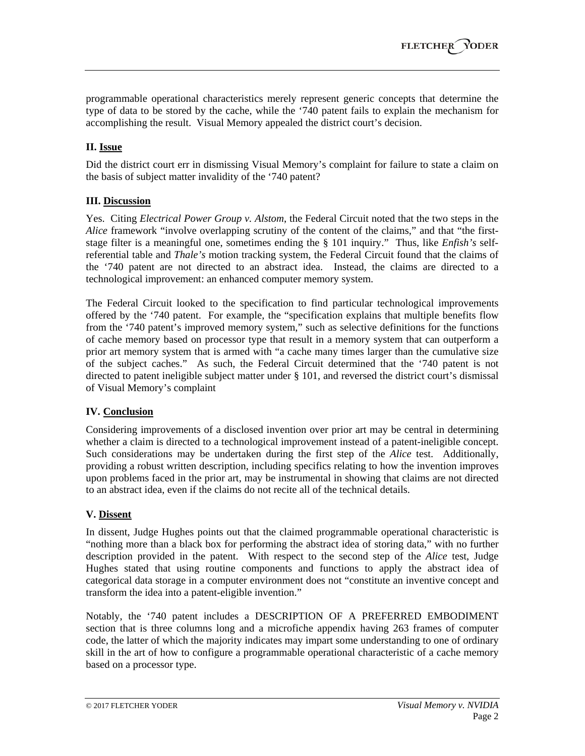programmable operational characteristics merely represent generic concepts that determine the type of data to be stored by the cache, while the '740 patent fails to explain the mechanism for accomplishing the result. Visual Memory appealed the district court's decision.

**II. Issue**

Did the district court err in dismissing Visual Memory's complaint for failure to state a claim on the basis of subject matter invalidity of the '740 patent?

**III. Discussion**

Yes. Citing *Electrical Power Group v. Alstom*, the Federal Circuit noted that the two steps in the *Alice* framework "involve overlapping scrutiny of the content of the claims," and that "the first-stage filter is a meaningful one, sometimes ending the § 101 inquiry." Thus, like *Enfish's* self-referential table and *Thale's* motion tracking system, the Federal Circuit found that the claims of the '740 patent are not directed to an abstract idea. Instead, the claims are directed to a technological improvement: an enhanced computer memory system.

The Federal Circuit looked to the specification to find particular technological improvements offered by the '740 patent. For example, the "specification explains that multiple benefits flow from the '740 patent's improved memory system," such as selective definitions for the functions of cache memory based on processor type that result in a memory system that can outperform a prior art memory system that is armed with "a cache many times larger than the cumulative size of the subject caches." As such, the Federal Circuit determined that the '740 patent is not directed to patent ineligible subject matter under § 101, and reversed the district court's dismissal of Visual Memory's complaint

**IV. Conclusion**

Considering improvements of a disclosed invention over prior art may be central in determining whether a claim is directed to a technological improvement instead of a patent-ineligible concept. Such considerations may be undertaken during the first step of the *Alice* test. Additionally, providing a robust written description, including specifics relating to how the invention improves upon problems faced in the prior art, may be instrumental in showing that claims are not directed to an abstract idea, even if the claims do not recite all of the technical details.

**V. Dissent**

In dissent, Judge Hughes points out that the claimed programmable operational characteristic is "nothing more than a black box for performing the abstract idea of storing data," with no further description provided in the patent. With respect to the second step of the *Alice* test, Judge Hughes stated that using routine components and functions to apply the abstract idea of categorical data storage in a computer environment does not "constitute an inventive concept and transform the idea into a patent-eligible invention."

Notably, the '740 patent includes a DESCRIPTION OF A PREFERRED EMBODIMENT section that is three columns long and a microfiche appendix having 263 frames of computer code, the latter of which the majority indicates may impart some understanding to one of ordinary skill in the art of how to configure a programmable operational characteristic of a cache memory based on a processor type.

© 2017 FLETCHER YODER